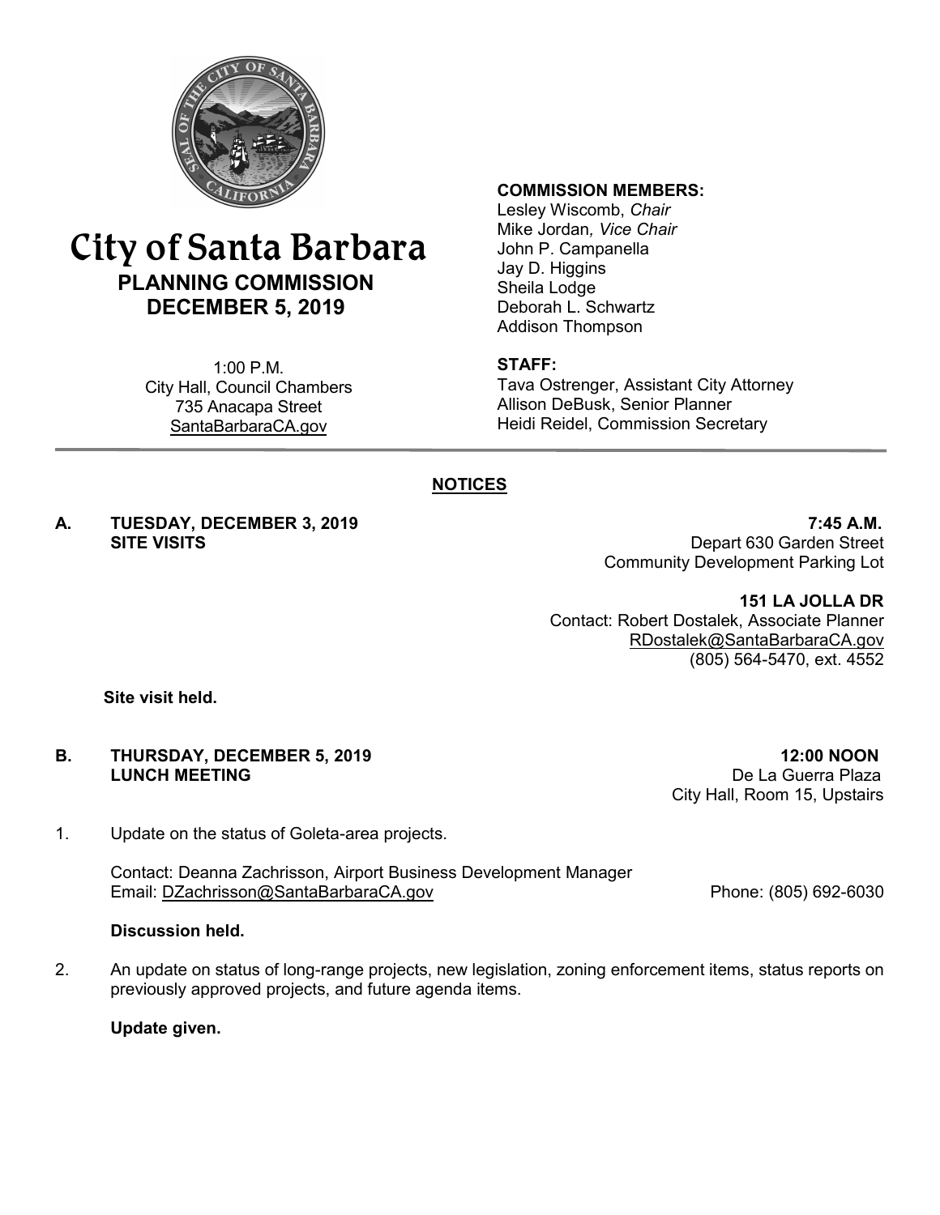# City of Santa Barbara

## PLANNING COMMISSION
## DECEMBER 5, 2019

1:00 P.M.
City Hall, Council Chambers
735 Anacapa Street
SantaBarbaraCA.gov

**COMMISSION MEMBERS:**
Lesley Wiscomb, *Chair*
Mike Jordan, *Vice Chair*
John P. Campanella
Jay D. Higgins
Sheila Lodge
Deborah L. Schwartz
Addison Thompson

**STAFF:**
Tava Ostrenger, Assistant City Attorney
Allison DeBusk, Senior Planner
Heidi Reidel, Commission Secretary

---

## NOTICES

**A. TUESDAY, DECEMBER 3, 2019 — 7:45 A.M.**
**SITE VISITS**

Depart 630 Garden Street
Community Development Parking Lot

**151 LA JOLLA DR**
Contact: Robert Dostalek, Associate Planner
RDostalek@SantaBarbaraCA.gov
(805) 564-5470, ext. 4552

**Site visit held.**

**B. THURSDAY, DECEMBER 5, 2019 — 12:00 NOON**
**LUNCH MEETING**

De La Guerra Plaza
City Hall, Room 15, Upstairs

1. Update on the status of Goleta-area projects.

   Contact: Deanna Zachrisson, Airport Business Development Manager
   Email: DZachrisson@SantaBarbaraCA.gov — Phone: (805) 692-6030

   **Discussion held.**

2. An update on status of long-range projects, new legislation, zoning enforcement items, status reports on previously approved projects, and future agenda items.

   **Update given.**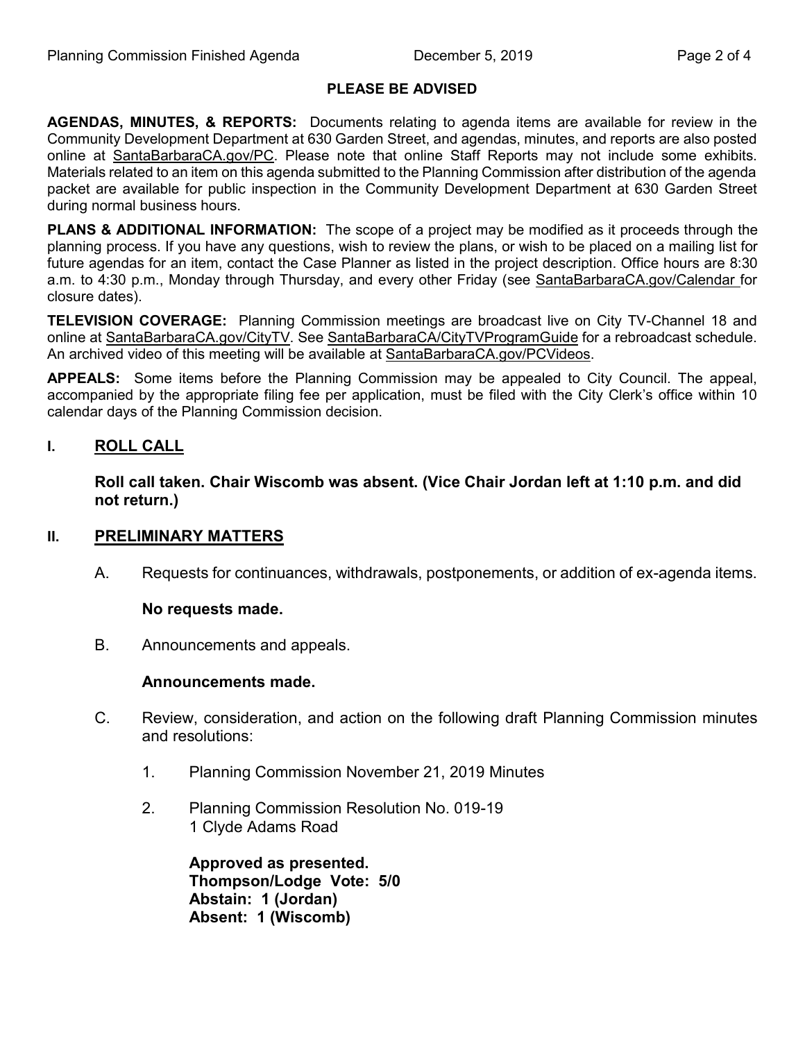**PLEASE BE ADVISED**

**AGENDAS, MINUTES, & REPORTS:** Documents relating to agenda items are available for review in the Community Development Department at 630 Garden Street, and agendas, minutes, and reports are also posted online at SantaBarbaraCA.gov/PC. Please note that online Staff Reports may not include some exhibits. Materials related to an item on this agenda submitted to the Planning Commission after distribution of the agenda packet are available for public inspection in the Community Development Department at 630 Garden Street during normal business hours.

**PLANS & ADDITIONAL INFORMATION:** The scope of a project may be modified as it proceeds through the planning process. If you have any questions, wish to review the plans, or wish to be placed on a mailing list for future agendas for an item, contact the Case Planner as listed in the project description. Office hours are 8:30 a.m. to 4:30 p.m., Monday through Thursday, and every other Friday (see SantaBarbaraCA.gov/Calendar for closure dates).

**TELEVISION COVERAGE:** Planning Commission meetings are broadcast live on City TV-Channel 18 and online at SantaBarbaraCA.gov/CityTV. See SantaBarbaraCA/CityTVProgramGuide for a rebroadcast schedule. An archived video of this meeting will be available at SantaBarbaraCA.gov/PCVideos.

**APPEALS:** Some items before the Planning Commission may be appealed to City Council. The appeal, accompanied by the appropriate filing fee per application, must be filed with the City Clerk's office within 10 calendar days of the Planning Commission decision.

## I. ROLL CALL

**Roll call taken. Chair Wiscomb was absent. (Vice Chair Jordan left at 1:10 p.m. and did not return.)**

## II. PRELIMINARY MATTERS

A. Requests for continuances, withdrawals, postponements, or addition of ex-agenda items.

**No requests made.**

B. Announcements and appeals.

**Announcements made.**

C. Review, consideration, and action on the following draft Planning Commission minutes and resolutions:

1. Planning Commission November 21, 2019 Minutes

2. Planning Commission Resolution No. 019-19
   1 Clyde Adams Road

   **Approved as presented.**
   **Thompson/Lodge Vote: 5/0**
   **Abstain: 1 (Jordan)**
   **Absent: 1 (Wiscomb)**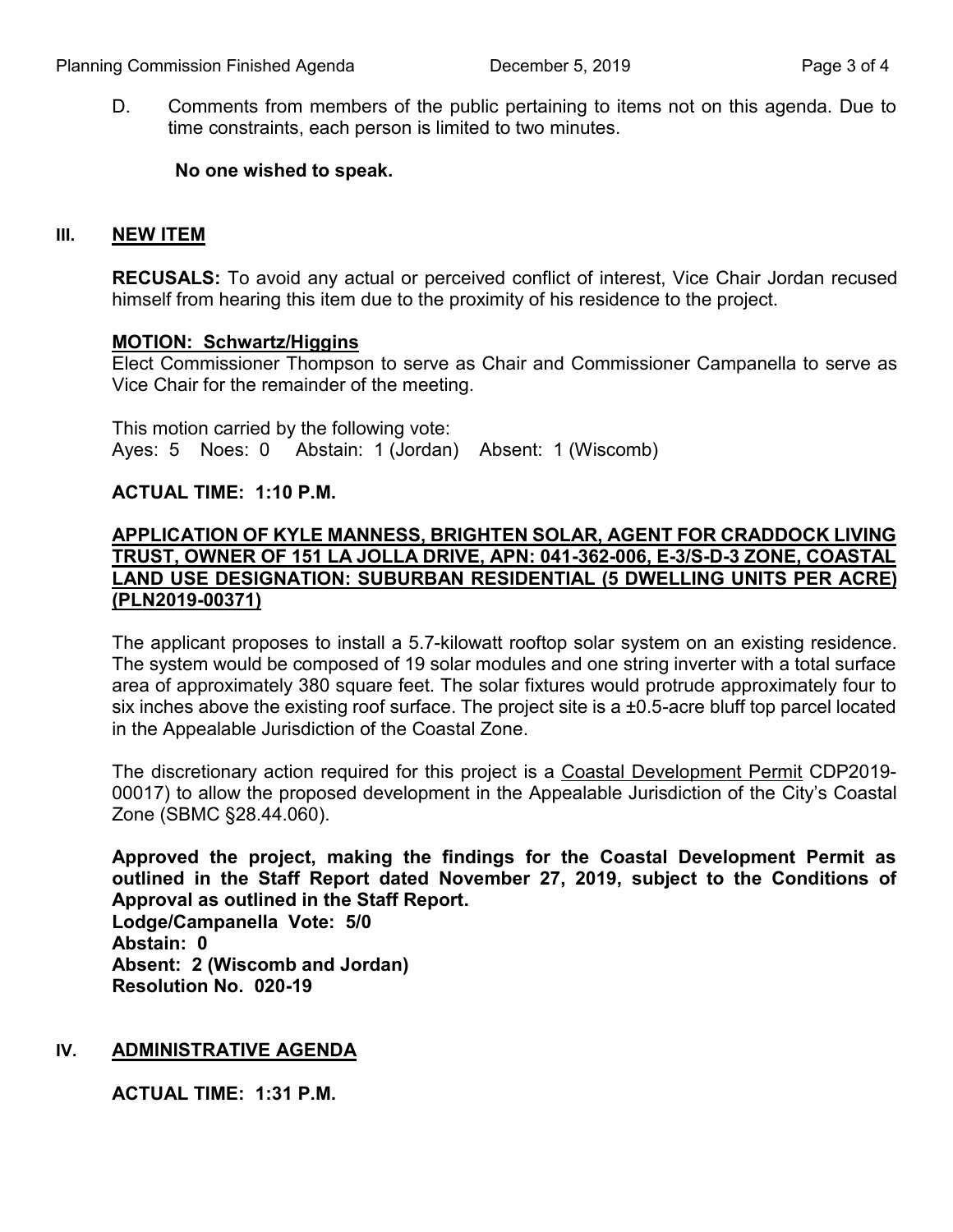D. Comments from members of the public pertaining to items not on this agenda. Due to time constraints, each person is limited to two minutes.

**No one wished to speak.**

## III. NEW ITEM

**RECUSALS:** To avoid any actual or perceived conflict of interest, Vice Chair Jordan recused himself from hearing this item due to the proximity of his residence to the project.

**MOTION: Schwartz/Higgins**

Elect Commissioner Thompson to serve as Chair and Commissioner Campanella to serve as Vice Chair for the remainder of the meeting.

This motion carried by the following vote:
Ayes: 5 Noes: 0 Abstain: 1 (Jordan) Absent: 1 (Wiscomb)

**ACTUAL TIME: 1:10 P.M.**

**APPLICATION OF KYLE MANNESS, BRIGHTEN SOLAR, AGENT FOR CRADDOCK LIVING TRUST, OWNER OF 151 LA JOLLA DRIVE, APN: 041-362-006, E-3/S-D-3 ZONE, COASTAL LAND USE DESIGNATION: SUBURBAN RESIDENTIAL (5 DWELLING UNITS PER ACRE) (PLN2019-00371)**

The applicant proposes to install a 5.7-kilowatt rooftop solar system on an existing residence. The system would be composed of 19 solar modules and one string inverter with a total surface area of approximately 380 square feet. The solar fixtures would protrude approximately four to six inches above the existing roof surface. The project site is a ±0.5-acre bluff top parcel located in the Appealable Jurisdiction of the Coastal Zone.

The discretionary action required for this project is a Coastal Development Permit CDP2019-00017) to allow the proposed development in the Appealable Jurisdiction of the City's Coastal Zone (SBMC §28.44.060).

**Approved the project, making the findings for the Coastal Development Permit as outlined in the Staff Report dated November 27, 2019, subject to the Conditions of Approval as outlined in the Staff Report.**
**Lodge/Campanella Vote: 5/0**
**Abstain: 0**
**Absent: 2 (Wiscomb and Jordan)**
**Resolution No. 020-19**

## IV. ADMINISTRATIVE AGENDA

**ACTUAL TIME: 1:31 P.M.**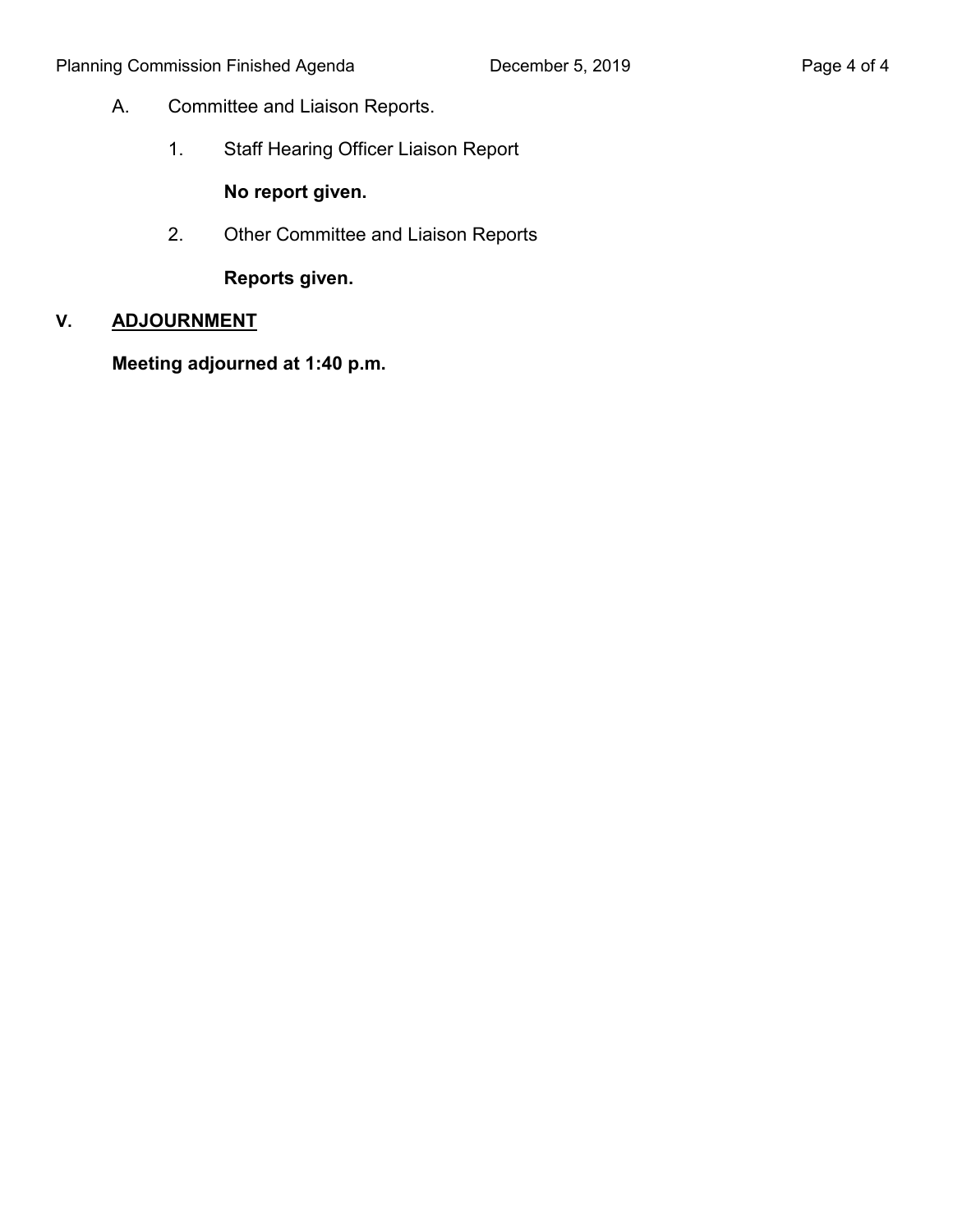A. Committee and Liaison Reports.

1. Staff Hearing Officer Liaison Report

**No report given.**

2. Other Committee and Liaison Reports

**Reports given.**

## V. ADJOURNMENT

**Meeting adjourned at 1:40 p.m.**